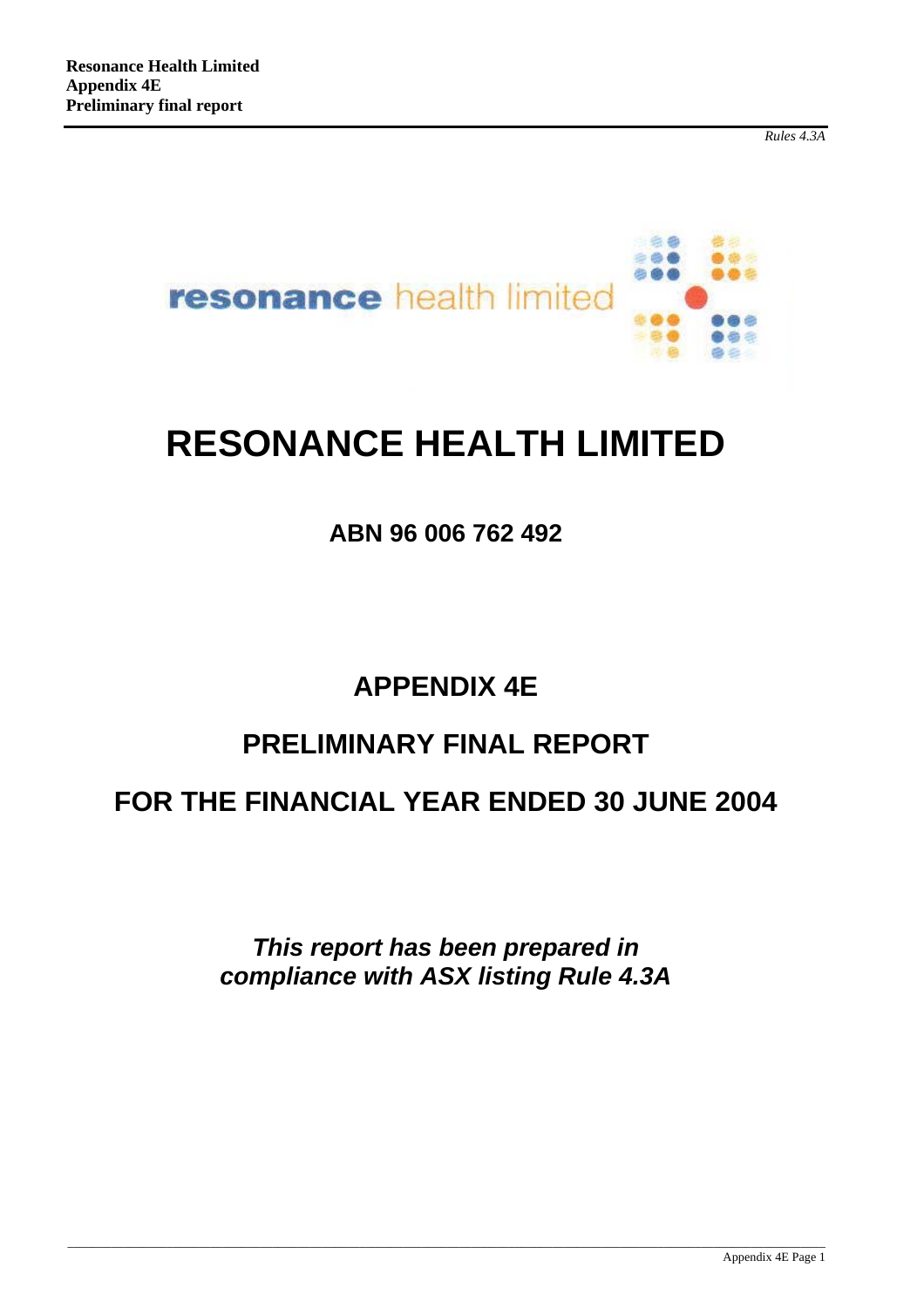*Rules 4.3A*

resonance health limited

# RESONANCE HEALTH LIMITED

**ABN 96 006 762 492**

## APPENDIX 4E

## PRELIMINARY FINAL REPORT

## FOR THE FINANCIAL YEAR ENDED 30 JUNE 2004

***This report has been prepared in compliance with ASX listing Rule 4.3A***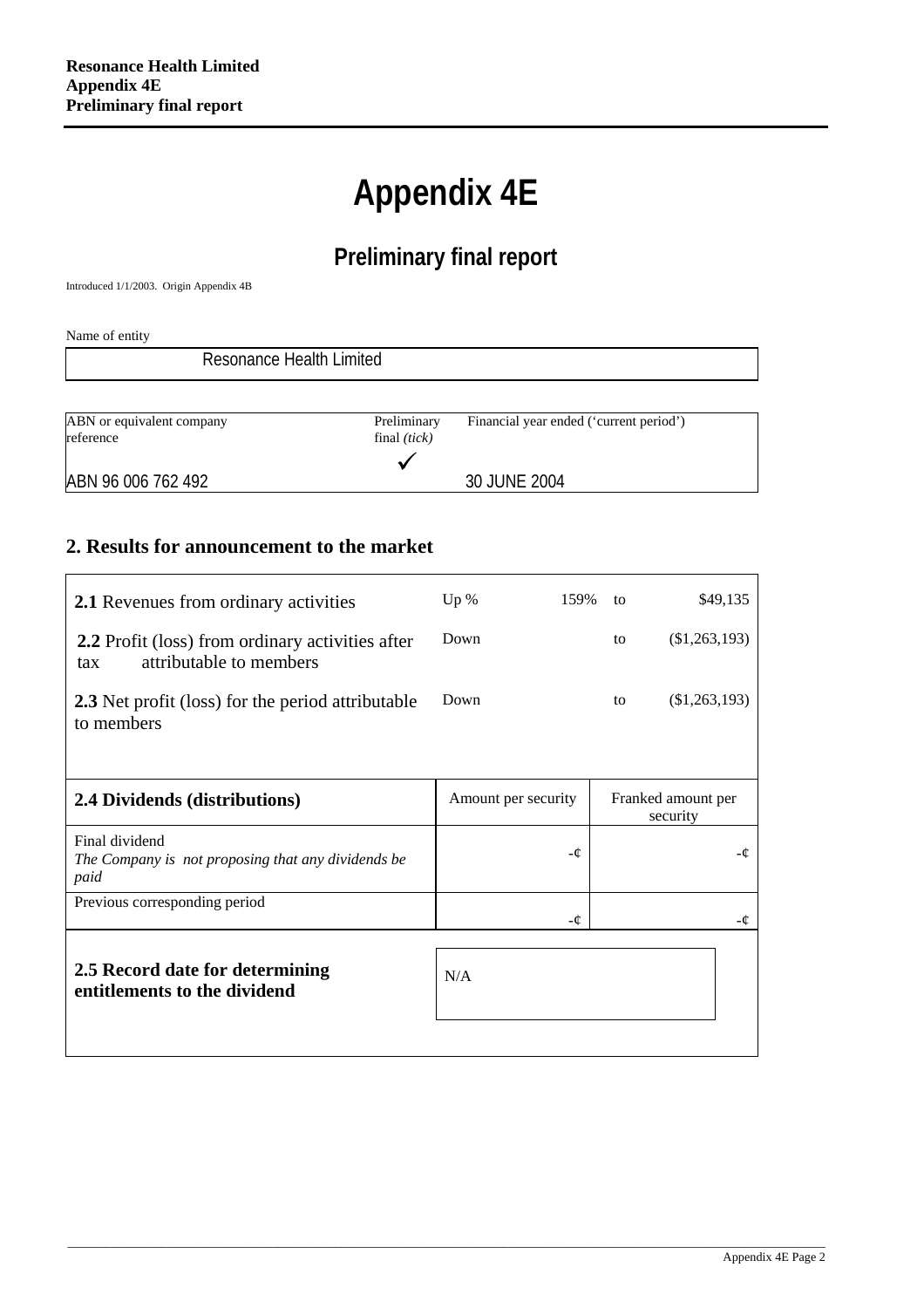**Resonance Health Limited**
**Appendix 4E**
**Preliminary final report**

# Appendix 4E

## Preliminary final report

Introduced 1/1/2003. Origin Appendix 4B

Name of entity

| Resonance Health Limited |
|---|

| ABN or equivalent company reference | Preliminary final *(tick)* | Financial year ended ('current period') |
|---|---|---|
| ABN 96 006 762 492 | ✓ | 30 JUNE 2004 |

## 2. Results for announcement to the market

| | | | | |
|---|---|---|---|---|
| **2.1** Revenues from ordinary activities | Up % | 159% | to | $49,135 |
| **2.2** Profit (loss) from ordinary activities after tax attributable to members | Down | | to | ($1,263,193) |
| **2.3** Net profit (loss) for the period attributable to members | Down | | to | ($1,263,193) |

| **2.4 Dividends (distributions)** | Amount per security | Franked amount per security |
|---|---|---|
| Final dividend<br>*The Company is not proposing that any dividends be paid* | -¢ | -¢ |
| Previous corresponding period | -¢ | -¢ |

| **2.5 Record date for determining entitlements to the dividend** | N/A |
|---|---|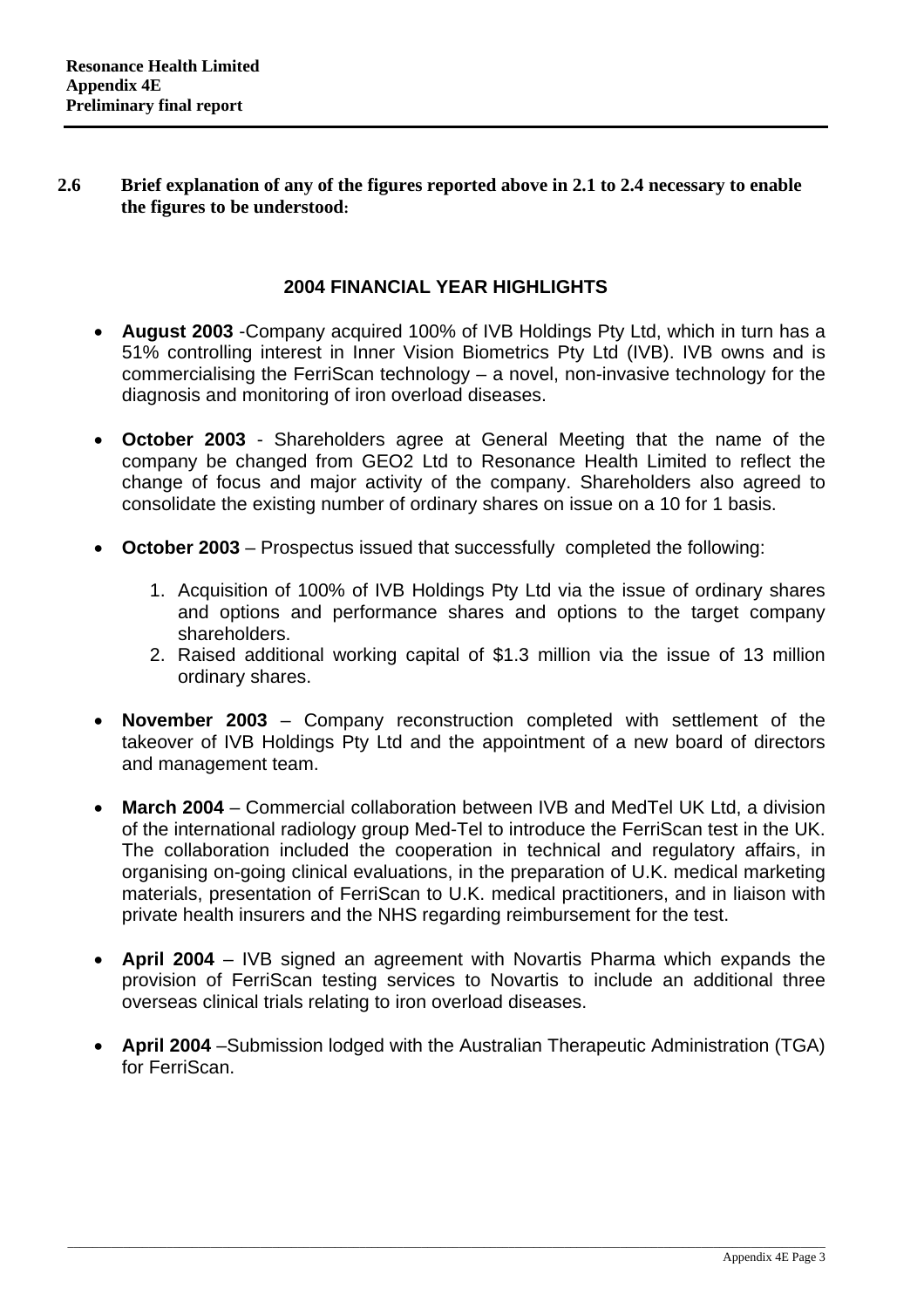**2.6 Brief explanation of any of the figures reported above in 2.1 to 2.4 necessary to enable the figures to be understood:**

## 2004 FINANCIAL YEAR HIGHLIGHTS

- **August 2003** -Company acquired 100% of IVB Holdings Pty Ltd, which in turn has a 51% controlling interest in Inner Vision Biometrics Pty Ltd (IVB). IVB owns and is commercialising the FerriScan technology – a novel, non-invasive technology for the diagnosis and monitoring of iron overload diseases.

- **October 2003** - Shareholders agree at General Meeting that the name of the company be changed from GEO2 Ltd to Resonance Health Limited to reflect the change of focus and major activity of the company. Shareholders also agreed to consolidate the existing number of ordinary shares on issue on a 10 for 1 basis.

- **October 2003** – Prospectus issued that successfully completed the following:

  1. Acquisition of 100% of IVB Holdings Pty Ltd via the issue of ordinary shares and options and performance shares and options to the target company shareholders.
  2. Raised additional working capital of $1.3 million via the issue of 13 million ordinary shares.

- **November 2003** – Company reconstruction completed with settlement of the takeover of IVB Holdings Pty Ltd and the appointment of a new board of directors and management team.

- **March 2004** – Commercial collaboration between IVB and MedTel UK Ltd, a division of the international radiology group Med-Tel to introduce the FerriScan test in the UK. The collaboration included the cooperation in technical and regulatory affairs, in organising on-going clinical evaluations, in the preparation of U.K. medical marketing materials, presentation of FerriScan to U.K. medical practitioners, and in liaison with private health insurers and the NHS regarding reimbursement for the test.

- **April 2004** – IVB signed an agreement with Novartis Pharma which expands the provision of FerriScan testing services to Novartis to include an additional three overseas clinical trials relating to iron overload diseases.

- **April 2004** –Submission lodged with the Australian Therapeutic Administration (TGA) for FerriScan.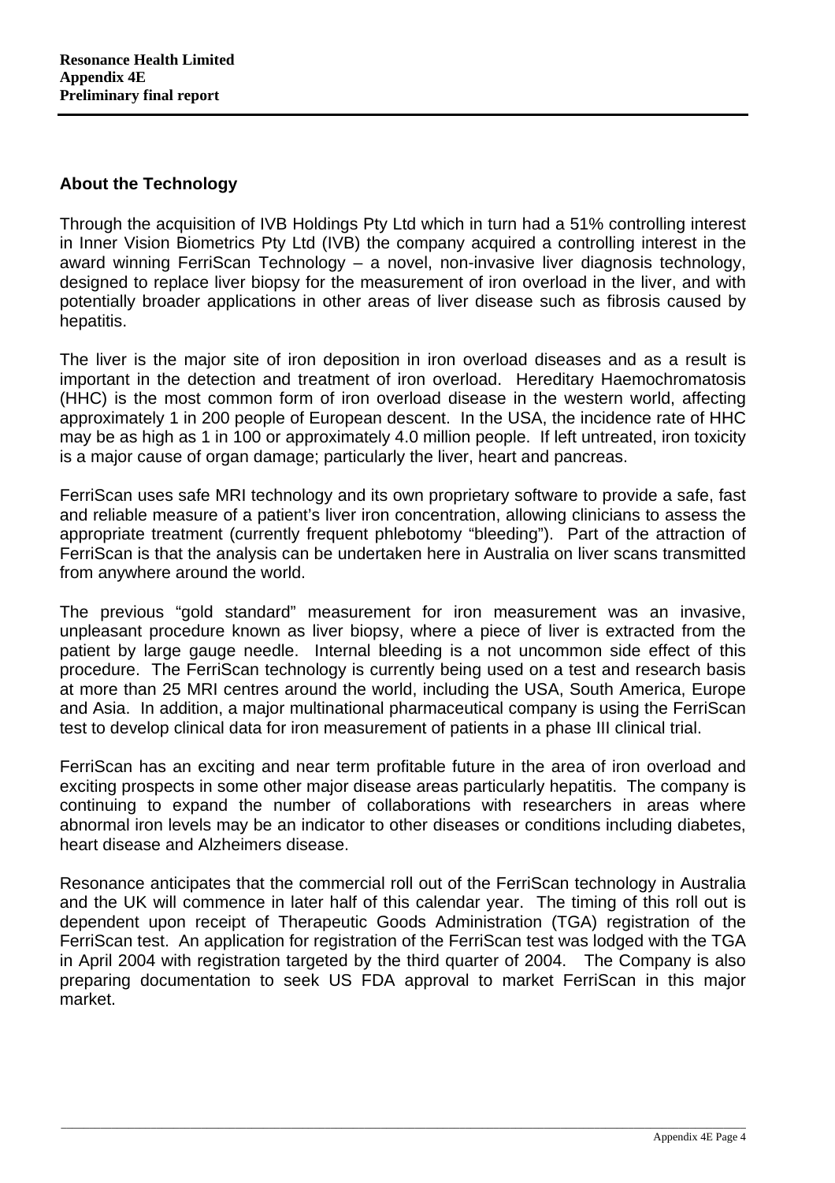## About the Technology

Through the acquisition of IVB Holdings Pty Ltd which in turn had a 51% controlling interest in Inner Vision Biometrics Pty Ltd (IVB) the company acquired a controlling interest in the award winning FerriScan Technology – a novel, non-invasive liver diagnosis technology, designed to replace liver biopsy for the measurement of iron overload in the liver, and with potentially broader applications in other areas of liver disease such as fibrosis caused by hepatitis.

The liver is the major site of iron deposition in iron overload diseases and as a result is important in the detection and treatment of iron overload. Hereditary Haemochromatosis (HHC) is the most common form of iron overload disease in the western world, affecting approximately 1 in 200 people of European descent. In the USA, the incidence rate of HHC may be as high as 1 in 100 or approximately 4.0 million people. If left untreated, iron toxicity is a major cause of organ damage; particularly the liver, heart and pancreas.

FerriScan uses safe MRI technology and its own proprietary software to provide a safe, fast and reliable measure of a patient's liver iron concentration, allowing clinicians to assess the appropriate treatment (currently frequent phlebotomy "bleeding"). Part of the attraction of FerriScan is that the analysis can be undertaken here in Australia on liver scans transmitted from anywhere around the world.

The previous "gold standard" measurement for iron measurement was an invasive, unpleasant procedure known as liver biopsy, where a piece of liver is extracted from the patient by large gauge needle. Internal bleeding is a not uncommon side effect of this procedure. The FerriScan technology is currently being used on a test and research basis at more than 25 MRI centres around the world, including the USA, South America, Europe and Asia. In addition, a major multinational pharmaceutical company is using the FerriScan test to develop clinical data for iron measurement of patients in a phase III clinical trial.

FerriScan has an exciting and near term profitable future in the area of iron overload and exciting prospects in some other major disease areas particularly hepatitis. The company is continuing to expand the number of collaborations with researchers in areas where abnormal iron levels may be an indicator to other diseases or conditions including diabetes, heart disease and Alzheimers disease.

Resonance anticipates that the commercial roll out of the FerriScan technology in Australia and the UK will commence in later half of this calendar year. The timing of this roll out is dependent upon receipt of Therapeutic Goods Administration (TGA) registration of the FerriScan test. An application for registration of the FerriScan test was lodged with the TGA in April 2004 with registration targeted by the third quarter of 2004. The Company is also preparing documentation to seek US FDA approval to market FerriScan in this major market.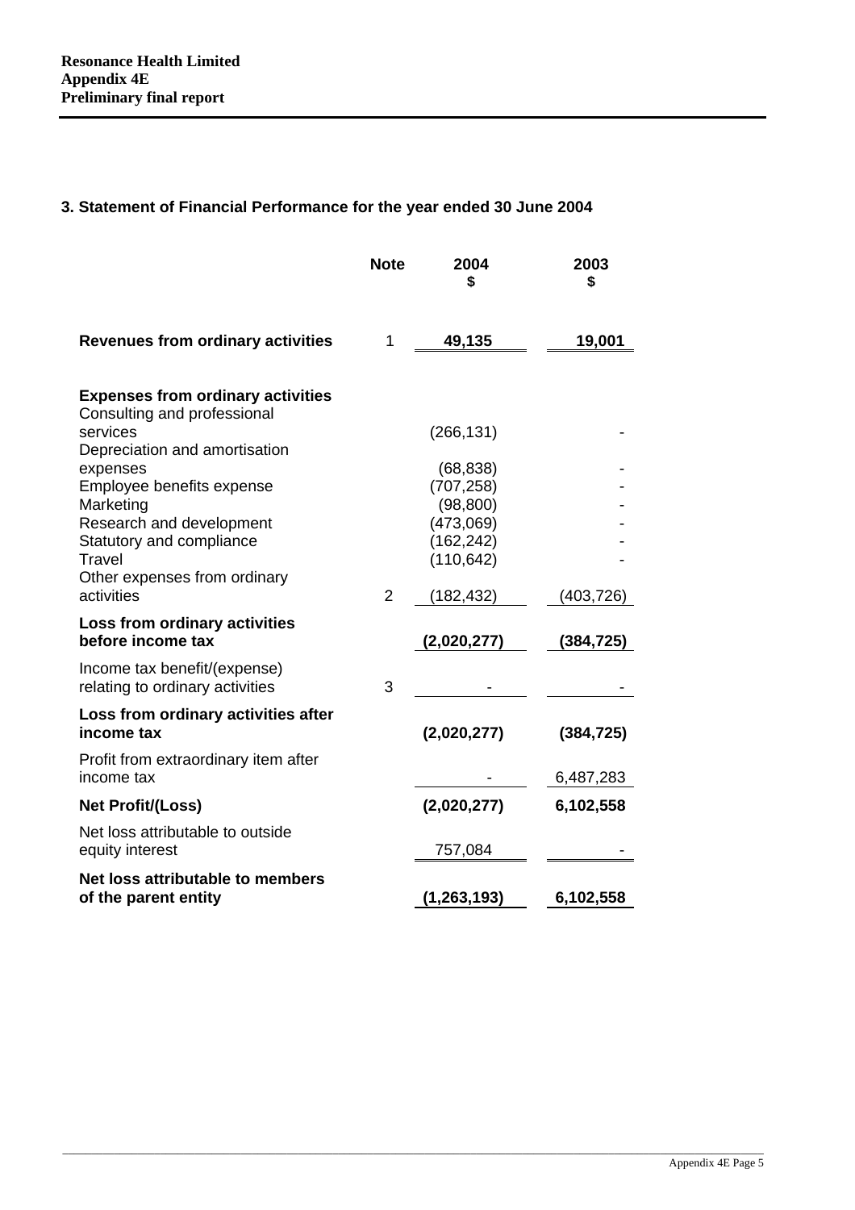**Resonance Health Limited**
**Appendix 4E**
**Preliminary final report**

### 3. Statement of Financial Performance for the year ended 30 June 2004

| | Note | 2004 $ | 2003 $ |
|---|---|---|---|
| **Revenues from ordinary activities** | 1 | **49,135** | **19,001** |
| **Expenses from ordinary activities** | | | |
| Consulting and professional services | | (266,131) | - |
| Depreciation and amortisation expenses | | (68,838) | - |
| Employee benefits expense | | (707,258) | - |
| Marketing | | (98,800) | - |
| Research and development | | (473,069) | - |
| Statutory and compliance | | (162,242) | - |
| Travel | | (110,642) | - |
| Other expenses from ordinary activities | 2 | (182,432) | (403,726) |
| **Loss from ordinary activities before income tax** | | **(2,020,277)** | **(384,725)** |
| Income tax benefit/(expense) relating to ordinary activities | 3 | - | - |
| **Loss from ordinary activities after income tax** | | **(2,020,277)** | **(384,725)** |
| Profit from extraordinary item after income tax | | - | 6,487,283 |
| **Net Profit/(Loss)** | | **(2,020,277)** | **6,102,558** |
| Net loss attributable to outside equity interest | | 757,084 | - |
| **Net loss attributable to members of the parent entity** | | **(1,263,193)** | **6,102,558** |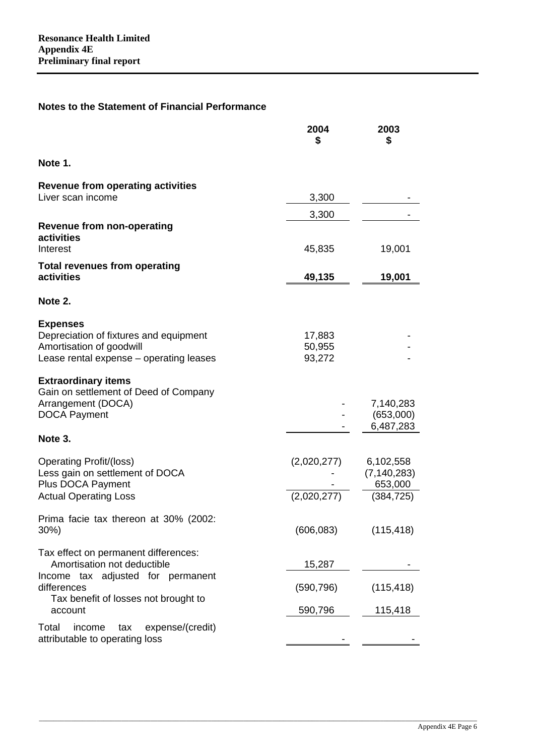**Resonance Health Limited**
**Appendix 4E**
**Preliminary final report**

## Notes to the Statement of Financial Performance

| | 2004<br>$ | 2003<br>$ |
|---|---|---|
| **Note 1.** | | |
| **Revenue from operating activities** | | |
| Liver scan income | 3,300 | - |
| | 3,300 | - |
| **Revenue from non-operating activities** | | |
| Interest | 45,835 | 19,001 |
| **Total revenues from operating activities** | **49,135** | **19,001** |
| **Note 2.** | | |
| **Expenses** | | |
| Depreciation of fixtures and equipment | 17,883 | - |
| Amortisation of goodwill | 50,955 | - |
| Lease rental expense – operating leases | 93,272 | - |
| **Extraordinary items** | | |
| Gain on settlement of Deed of Company Arrangement (DOCA) | - | 7,140,283 |
| DOCA Payment | - | (653,000) |
| | - | 6,487,283 |
| **Note 3.** | | |
| Operating Profit/(loss) | (2,020,277) | 6,102,558 |
| Less gain on settlement of DOCA | - | (7,140,283) |
| Plus DOCA Payment | - | 653,000 |
| Actual Operating Loss | (2,020,277) | (384,725) |
| Prima facie tax thereon at 30% (2002: 30%) | (606,083) | (115,418) |
| Tax effect on permanent differences: | | |
| Amortisation not deductible | 15,287 | - |
| Income tax adjusted for permanent differences | (590,796) | (115,418) |
| Tax benefit of losses not brought to account | 590,796 | 115,418 |
| Total income tax expense/(credit) attributable to operating loss | - | - |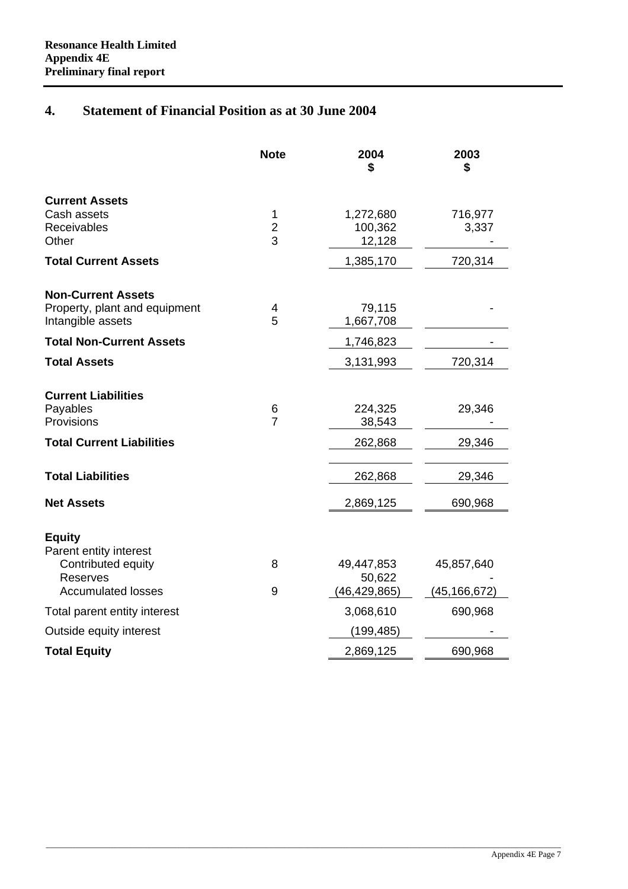## 4. Statement of Financial Position as at 30 June 2004

| | Note | 2004 $ | 2003 $ |
|---|---|---|---|
| **Current Assets** | | | |
| Cash assets | 1 | 1,272,680 | 716,977 |
| Receivables | 2 | 100,362 | 3,337 |
| Other | 3 | 12,128 | - |
| **Total Current Assets** | | 1,385,170 | 720,314 |
| **Non-Current Assets** | | | |
| Property, plant and equipment | 4 | 79,115 | - |
| Intangible assets | 5 | 1,667,708 | |
| **Total Non-Current Assets** | | 1,746,823 | - |
| **Total Assets** | | 3,131,993 | 720,314 |
| **Current Liabilities** | | | |
| Payables | 6 | 224,325 | 29,346 |
| Provisions | 7 | 38,543 | - |
| **Total Current Liabilities** | | 262,868 | 29,346 |
| **Total Liabilities** | | 262,868 | 29,346 |
| **Net Assets** | | 2,869,125 | 690,968 |
| **Equity** | | | |
| Parent entity interest | | | |
| Contributed equity | 8 | 49,447,853 | 45,857,640 |
| Reserves | | 50,622 | - |
| Accumulated losses | 9 | (46,429,865) | (45,166,672) |
| Total parent entity interest | | 3,068,610 | 690,968 |
| Outside equity interest | | (199,485) | - |
| **Total Equity** | | 2,869,125 | 690,968 |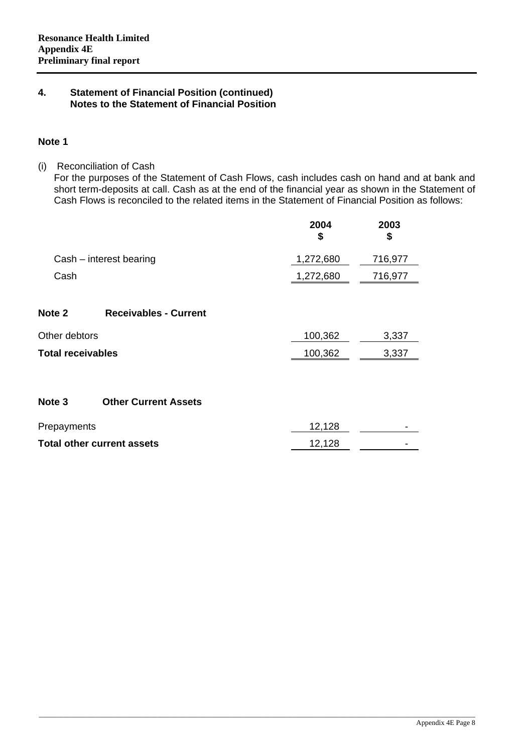**Resonance Health Limited**
**Appendix 4E**
**Preliminary final report**

## 4. Statement of Financial Position (continued)
## Notes to the Statement of Financial Position

### Note 1

(i) Reconciliation of Cash

For the purposes of the Statement of Cash Flows, cash includes cash on hand and at bank and short term-deposits at call. Cash as at the end of the financial year as shown in the Statement of Cash Flows is reconciled to the related items in the Statement of Financial Position as follows:

| | 2004 $ | 2003 $ |
|---|---|---|
| Cash – interest bearing | 1,272,680 | 716,977 |
| Cash | 1,272,680 | 716,977 |

### Note 2 Receivables - Current

| | 2004 $ | 2003 $ |
|---|---|---|
| Other debtors | 100,362 | 3,337 |
| **Total receivables** | 100,362 | 3,337 |

### Note 3 Other Current Assets

| | 2004 $ | 2003 $ |
|---|---|---|
| Prepayments | 12,128 | - |
| **Total other current assets** | 12,128 | - |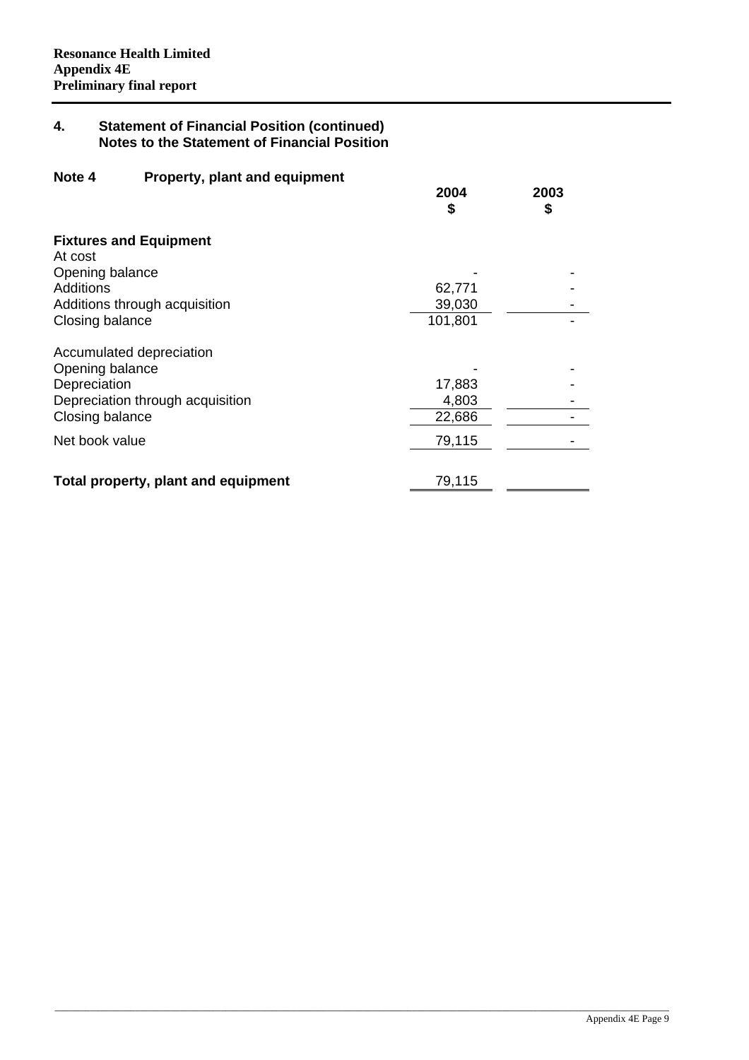**Resonance Health Limited**
**Appendix 4E**
**Preliminary final report**

## 4. Statement of Financial Position (continued)
### Notes to the Statement of Financial Position

### Note 4 Property, plant and equipment

| | 2004 $ | 2003 $ |
|---|---|---|
| **Fixtures and Equipment** | | |
| At cost | | |
| Opening balance | - | - |
| Additions | 62,771 | - |
| Additions through acquisition | 39,030 | - |
| Closing balance | 101,801 | - |
| | | |
| Accumulated depreciation | | |
| Opening balance | - | - |
| Depreciation | 17,883 | - |
| Depreciation through acquisition | 4,803 | - |
| Closing balance | 22,686 | - |
| Net book value | 79,115 | - |
| | | |
| **Total property, plant and equipment** | 79,115 | |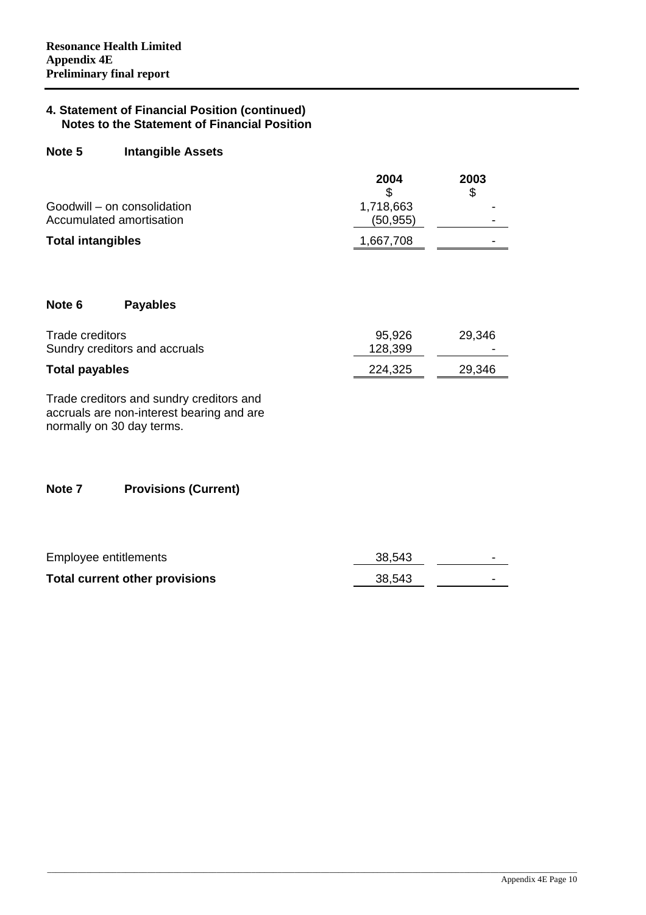## 4. Statement of Financial Position (continued)
### Notes to the Statement of Financial Position

### Note 5 Intangible Assets

| | 2004<br>$ | 2003<br>$ |
|---|---|---|
| Goodwill – on consolidation | 1,718,663 | - |
| Accumulated amortisation | (50,955) | - |
| **Total intangibles** | 1,667,708 | - |

### Note 6 Payables

| | 2004<br>$ | 2003<br>$ |
|---|---|---|
| Trade creditors | 95,926 | 29,346 |
| Sundry creditors and accruals | 128,399 | - |
| **Total payables** | 224,325 | 29,346 |

Trade creditors and sundry creditors and accruals are non-interest bearing and are normally on 30 day terms.

### Note 7 Provisions (Current)

| | 2004<br>$ | 2003<br>$ |
|---|---|---|
| Employee entitlements | 38,543 | - |
| **Total current other provisions** | 38,543 | - |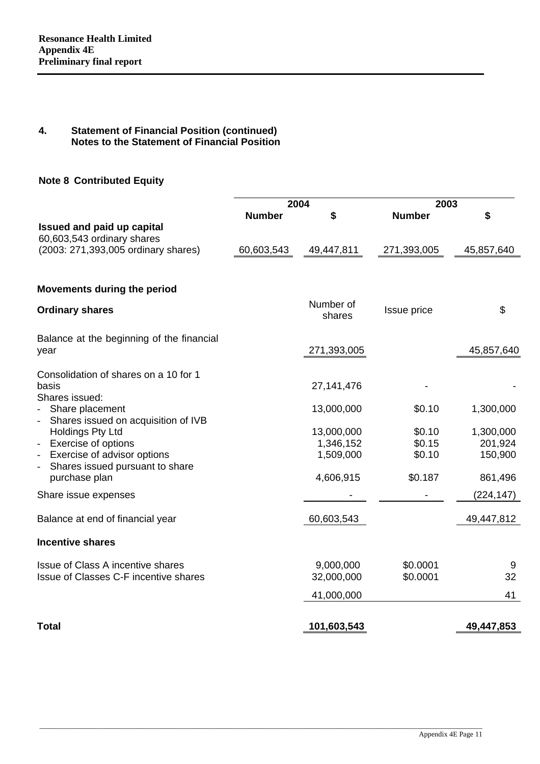**Resonance Health Limited**
**Appendix 4E**
**Preliminary final report**

## 4. Statement of Financial Position (continued)
### Notes to the Statement of Financial Position

### Note 8 Contributed Equity

| | 2004 | | 2003 | |
|---|---|---|---|---|
| | **Number** | **$** | **Number** | **$** |
| **Issued and paid up capital** | | | | |
| 60,603,543 ordinary shares (2003: 271,393,005 ordinary shares) | 60,603,543 | 49,447,811 | 271,393,005 | 45,857,640 |

**Movements during the period**

| **Ordinary shares** | Number of shares | Issue price | $ |
|---|---|---|---|
| Balance at the beginning of the financial year | 271,393,005 | | 45,857,640 |
| Consolidation of shares on a 10 for 1 basis | 27,141,476 | - | - |
| Shares issued: | | | |
| - Share placement | 13,000,000 | $0.10 | 1,300,000 |
| - Shares issued on acquisition of IVB Holdings Pty Ltd | 13,000,000 | $0.10 | 1,300,000 |
| - Exercise of options | 1,346,152 | $0.15 | 201,924 |
| - Exercise of advisor options | 1,509,000 | $0.10 | 150,900 |
| - Shares issued pursuant to share purchase plan | 4,606,915 | $0.187 | 861,496 |
| Share issue expenses | - | - | (224,147) |
| Balance at end of financial year | 60,603,543 | | 49,447,812 |
| **Incentive shares** | | | |
| Issue of Class A incentive shares | 9,000,000 | $0.0001 | 9 |
| Issue of Classes C-F incentive shares | 32,000,000 | $0.0001 | 32 |
| | 41,000,000 | | 41 |
| **Total** | **101,603,543** | | **49,447,853** |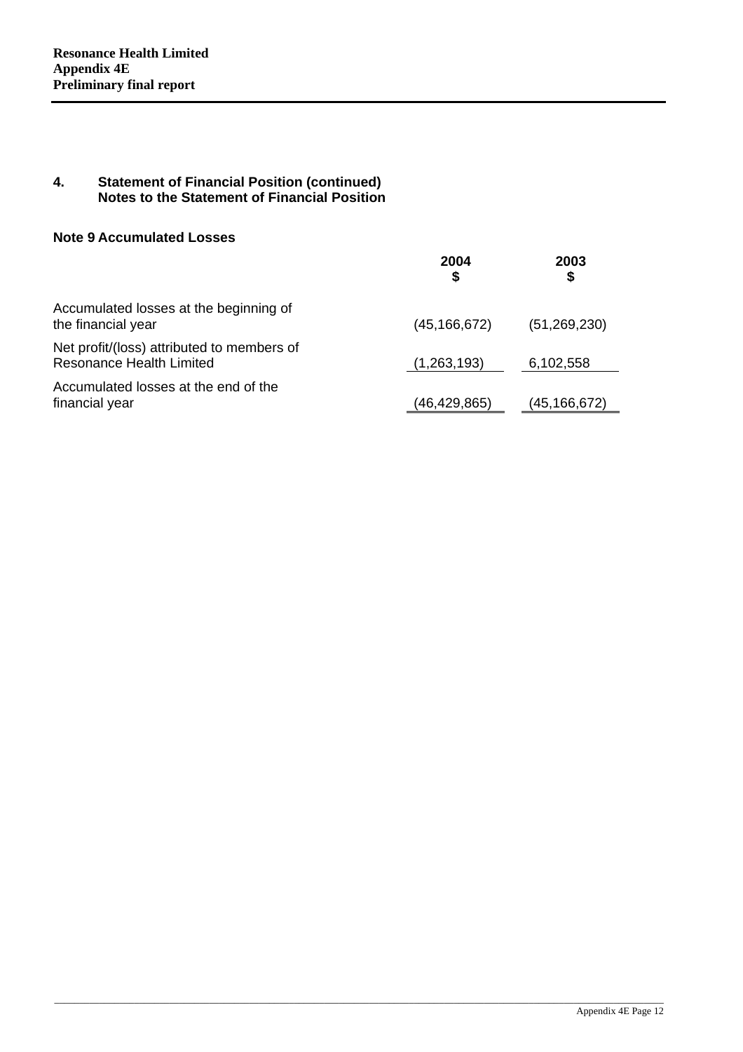## 4. Statement of Financial Position (continued)
### Notes to the Statement of Financial Position

### Note 9 Accumulated Losses

| | 2004<br>$ | 2003<br>$ |
|---|---|---|
| Accumulated losses at the beginning of the financial year | (45,166,672) | (51,269,230) |
| Net profit/(loss) attributed to members of Resonance Health Limited | (1,263,193) | 6,102,558 |
| Accumulated losses at the end of the financial year | (46,429,865) | (45,166,672) |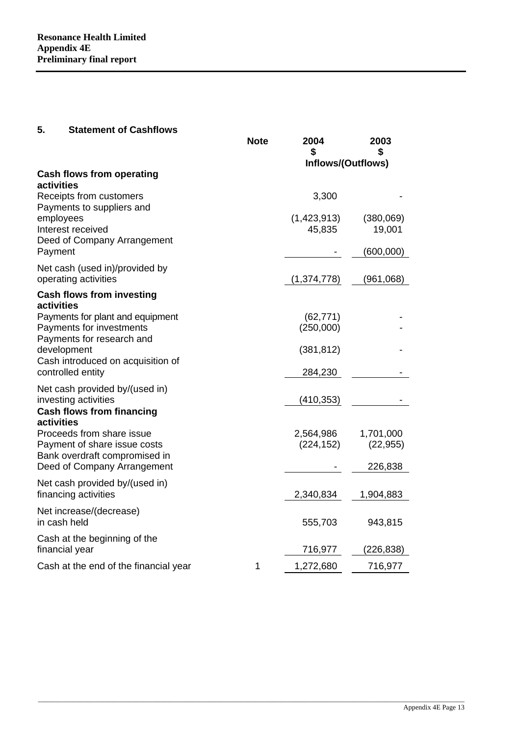## 5. Statement of Cashflows

| | Note | 2004<br>$ | 2003<br>$ |
|---|---|---|---|
| | | Inflows/(Outflows) | |
| **Cash flows from operating activities** | | | |
| Receipts from customers | | 3,300 | - |
| Payments to suppliers and employees | | (1,423,913) | (380,069) |
| Interest received | | 45,835 | 19,001 |
| Deed of Company Arrangement Payment | | - | (600,000) |
| Net cash (used in)/provided by operating activities | | (1,374,778) | (961,068) |
| **Cash flows from investing activities** | | | |
| Payments for plant and equipment | | (62,771) | - |
| Payments for investments | | (250,000) | - |
| Payments for research and development | | (381,812) | - |
| Cash introduced on acquisition of controlled entity | | 284,230 | - |
| Net cash provided by/(used in) investing activities | | (410,353) | - |
| **Cash flows from financing activities** | | | |
| Proceeds from share issue | | 2,564,986 | 1,701,000 |
| Payment of share issue costs | | (224,152) | (22,955) |
| Bank overdraft compromised in Deed of Company Arrangement | | - | 226,838 |
| Net cash provided by/(used in) financing activities | | 2,340,834 | 1,904,883 |
| Net increase/(decrease) in cash held | | 555,703 | 943,815 |
| Cash at the beginning of the financial year | | 716,977 | (226,838) |
| Cash at the end of the financial year | 1 | 1,272,680 | 716,977 |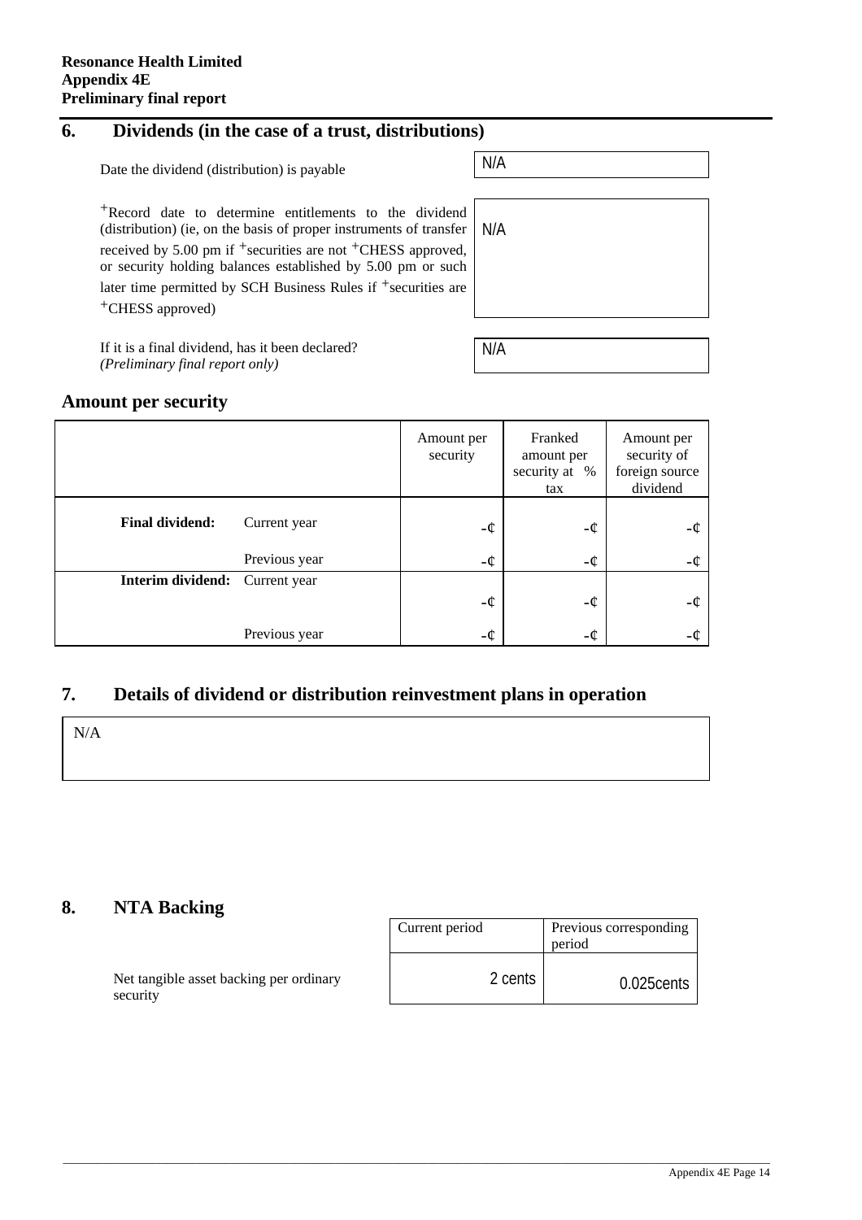## 6. Dividends (in the case of a trust, distributions)

| | |
|---|---|
| Date the dividend (distribution) is payable | N/A |
| +Record date to determine entitlements to the dividend (distribution) (ie, on the basis of proper instruments of transfer received by 5.00 pm if +securities are not +CHESS approved, or security holding balances established by 5.00 pm or such later time permitted by SCH Business Rules if +securities are +CHESS approved) | N/A |
| If it is a final dividend, has it been declared? *(Preliminary final report only)* | N/A |

### Amount per security

| | | Amount per security | Franked amount per security at % tax | Amount per security of foreign source dividend |
|---|---|---|---|---|
| **Final dividend:** | Current year | -¢ | -¢ | -¢ |
| | Previous year | -¢ | -¢ | -¢ |
| **Interim dividend:** | Current year | -¢ | -¢ | -¢ |
| | Previous year | -¢ | -¢ | -¢ |

## 7. Details of dividend or distribution reinvestment plans in operation

N/A

## 8. NTA Backing

| | Current period | Previous corresponding period |
|---|---|---|
| Net tangible asset backing per ordinary security | 2 cents | 0.025cents |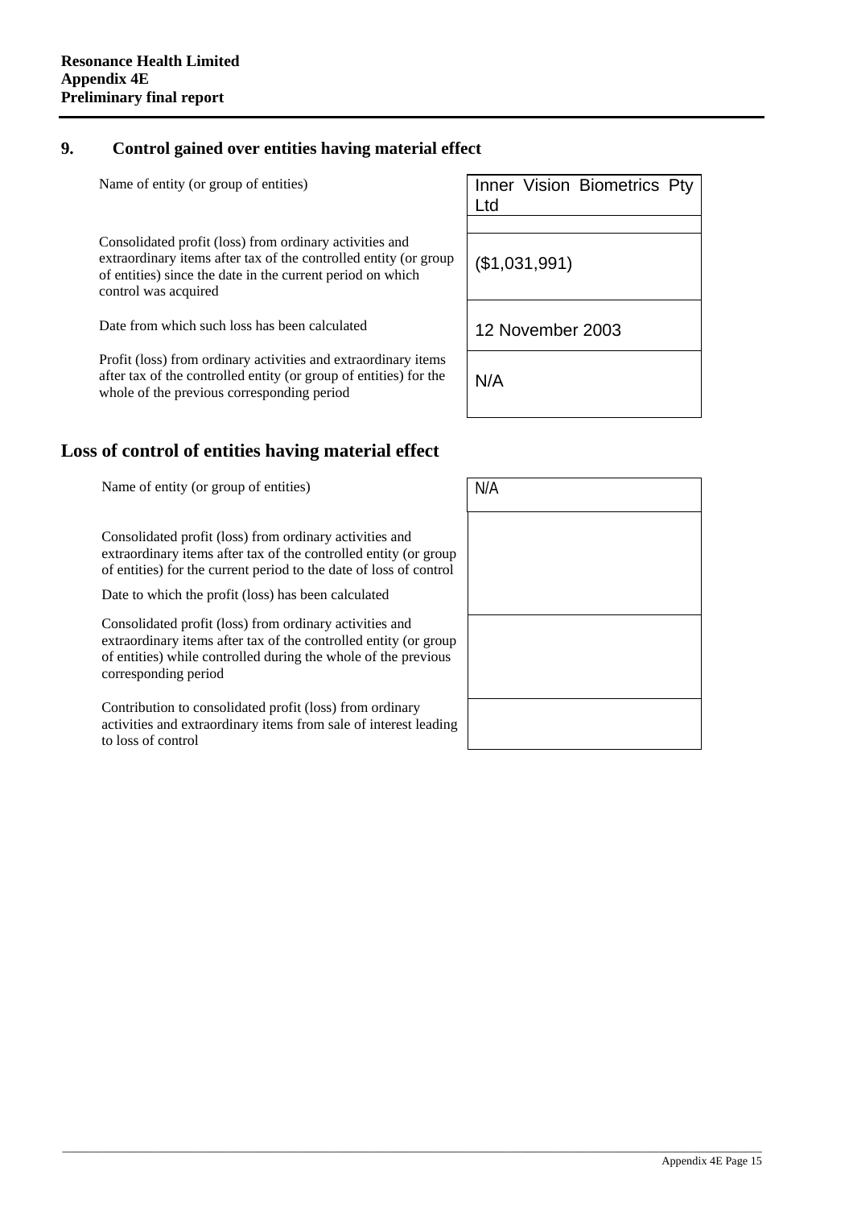**Resonance Health Limited**
**Appendix 4E**
**Preliminary final report**

## 9. Control gained over entities having material effect

| | |
|---|---|
| Name of entity (or group of entities) | Inner Vision Biometrics Pty Ltd |
| Consolidated profit (loss) from ordinary activities and extraordinary items after tax of the controlled entity (or group of entities) since the date in the current period on which control was acquired | ($1,031,991) |
| Date from which such loss has been calculated | 12 November 2003 |
| Profit (loss) from ordinary activities and extraordinary items after tax of the controlled entity (or group of entities) for the whole of the previous corresponding period | N/A |

## Loss of control of entities having material effect

| | |
|---|---|
| Name of entity (or group of entities) | N/A |
| Consolidated profit (loss) from ordinary activities and extraordinary items after tax of the controlled entity (or group of entities) for the current period to the date of loss of control | |
| Date to which the profit (loss) has been calculated | |
| Consolidated profit (loss) from ordinary activities and extraordinary items after tax of the controlled entity (or group of entities) while controlled during the whole of the previous corresponding period | |
| Contribution to consolidated profit (loss) from ordinary activities and extraordinary items from sale of interest leading to loss of control | |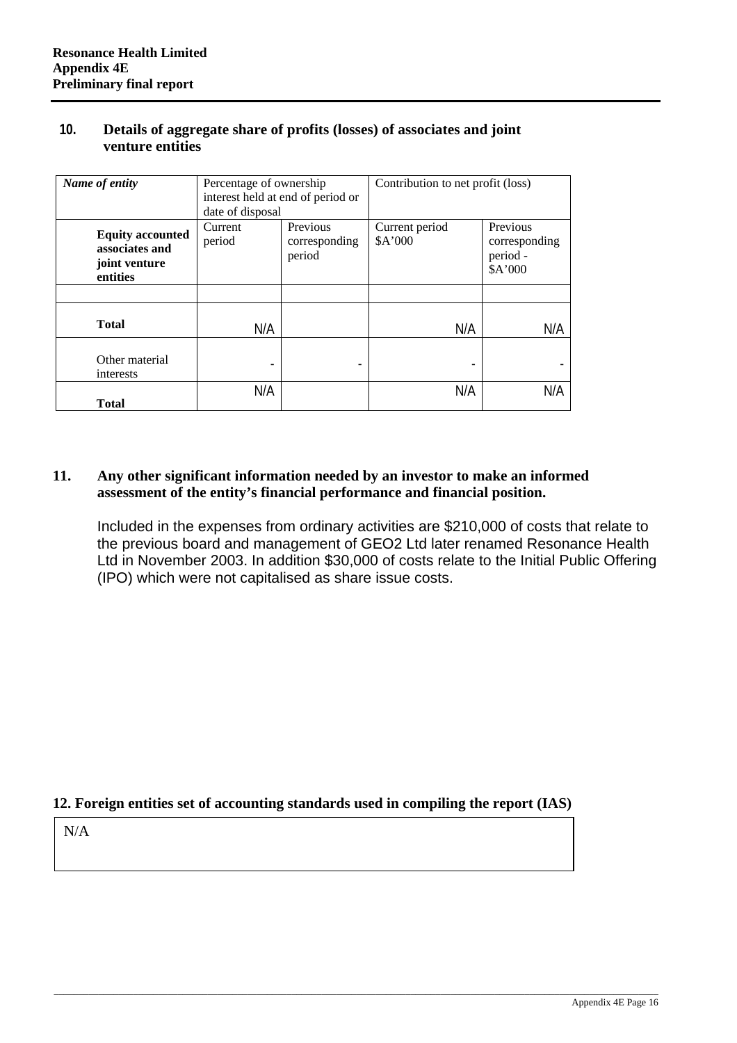**Resonance Health Limited**
**Appendix 4E**
**Preliminary final report**

## 10. Details of aggregate share of profits (losses) of associates and joint venture entities

| *Name of entity* | Percentage of ownership interest held at end of period or date of disposal | | Contribution to net profit (loss) | |
|---|---|---|---|---|
| **Equity accounted associates and joint venture entities** | Current period | Previous corresponding period | Current period $A'000 | Previous corresponding period - $A'000 |
| | | | | |
| **Total** | N/A | | N/A | N/A |
| Other material interests | - | - | - | - |
| **Total** | N/A | | N/A | N/A |

## 11. Any other significant information needed by an investor to make an informed assessment of the entity's financial performance and financial position.

Included in the expenses from ordinary activities are $210,000 of costs that relate to the previous board and management of GEO2 Ltd later renamed Resonance Health Ltd in November 2003. In addition $30,000 of costs relate to the Initial Public Offering (IPO) which were not capitalised as share issue costs.

## 12. Foreign entities set of accounting standards used in compiling the report (IAS)

N/A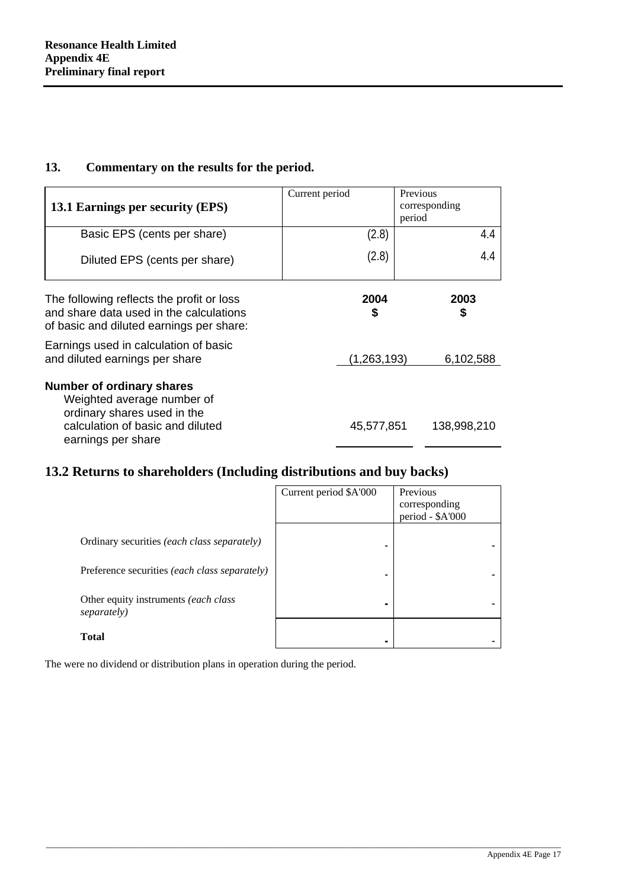## 13. Commentary on the results for the period.

| **13.1 Earnings per security (EPS)** | Current period | Previous corresponding period |
|---|---|---|
| Basic EPS (cents per share) | (2.8) | 4.4 |
| Diluted EPS (cents per share) | (2.8) | 4.4 |

| The following reflects the profit or loss and share data used in the calculations of basic and diluted earnings per share: | **2004 $** | **2003 $** |
|---|---|---|
| Earnings used in calculation of basic and diluted earnings per share | (1,263,193) | 6,102,588 |
| **Number of ordinary shares** | | |
| Weighted average number of ordinary shares used in the calculation of basic and diluted earnings per share | 45,577,851 | 138,998,210 |

## 13.2 Returns to shareholders (Including distributions and buy backs)

| | Current period $A'000 | Previous corresponding period - $A'000 |
|---|---|---|
| Ordinary securities *(each class separately)* | - | - |
| Preference securities *(each class separately)* | - | - |
| Other equity instruments *(each class separately)* | - | - |
| **Total** | - | - |

The were no dividend or distribution plans in operation during the period.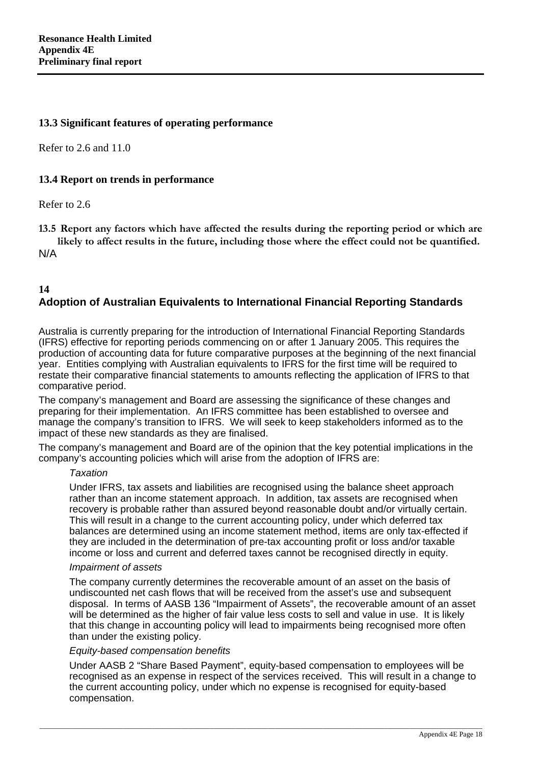### 13.3 Significant features of operating performance

Refer to 2.6 and 11.0

### 13.4 Report on trends in performance

Refer to 2.6

**13.5 Report any factors which have affected the results during the reporting period or which are likely to affect results in the future, including those where the effect could not be quantified.**

N/A

## 14
## Adoption of Australian Equivalents to International Financial Reporting Standards

Australia is currently preparing for the introduction of International Financial Reporting Standards (IFRS) effective for reporting periods commencing on or after 1 January 2005. This requires the production of accounting data for future comparative purposes at the beginning of the next financial year. Entities complying with Australian equivalents to IFRS for the first time will be required to restate their comparative financial statements to amounts reflecting the application of IFRS to that comparative period.

The company's management and Board are assessing the significance of these changes and preparing for their implementation. An IFRS committee has been established to oversee and manage the company's transition to IFRS. We will seek to keep stakeholders informed as to the impact of these new standards as they are finalised.

The company's management and Board are of the opinion that the key potential implications in the company's accounting policies which will arise from the adoption of IFRS are:

*Taxation*

Under IFRS, tax assets and liabilities are recognised using the balance sheet approach rather than an income statement approach. In addition, tax assets are recognised when recovery is probable rather than assured beyond reasonable doubt and/or virtually certain. This will result in a change to the current accounting policy, under which deferred tax balances are determined using an income statement method, items are only tax-effected if they are included in the determination of pre-tax accounting profit or loss and/or taxable income or loss and current and deferred taxes cannot be recognised directly in equity.

*Impairment of assets*

The company currently determines the recoverable amount of an asset on the basis of undiscounted net cash flows that will be received from the asset's use and subsequent disposal. In terms of AASB 136 "Impairment of Assets", the recoverable amount of an asset will be determined as the higher of fair value less costs to sell and value in use. It is likely that this change in accounting policy will lead to impairments being recognised more often than under the existing policy.

*Equity-based compensation benefits*

Under AASB 2 "Share Based Payment", equity-based compensation to employees will be recognised as an expense in respect of the services received. This will result in a change to the current accounting policy, under which no expense is recognised for equity-based compensation.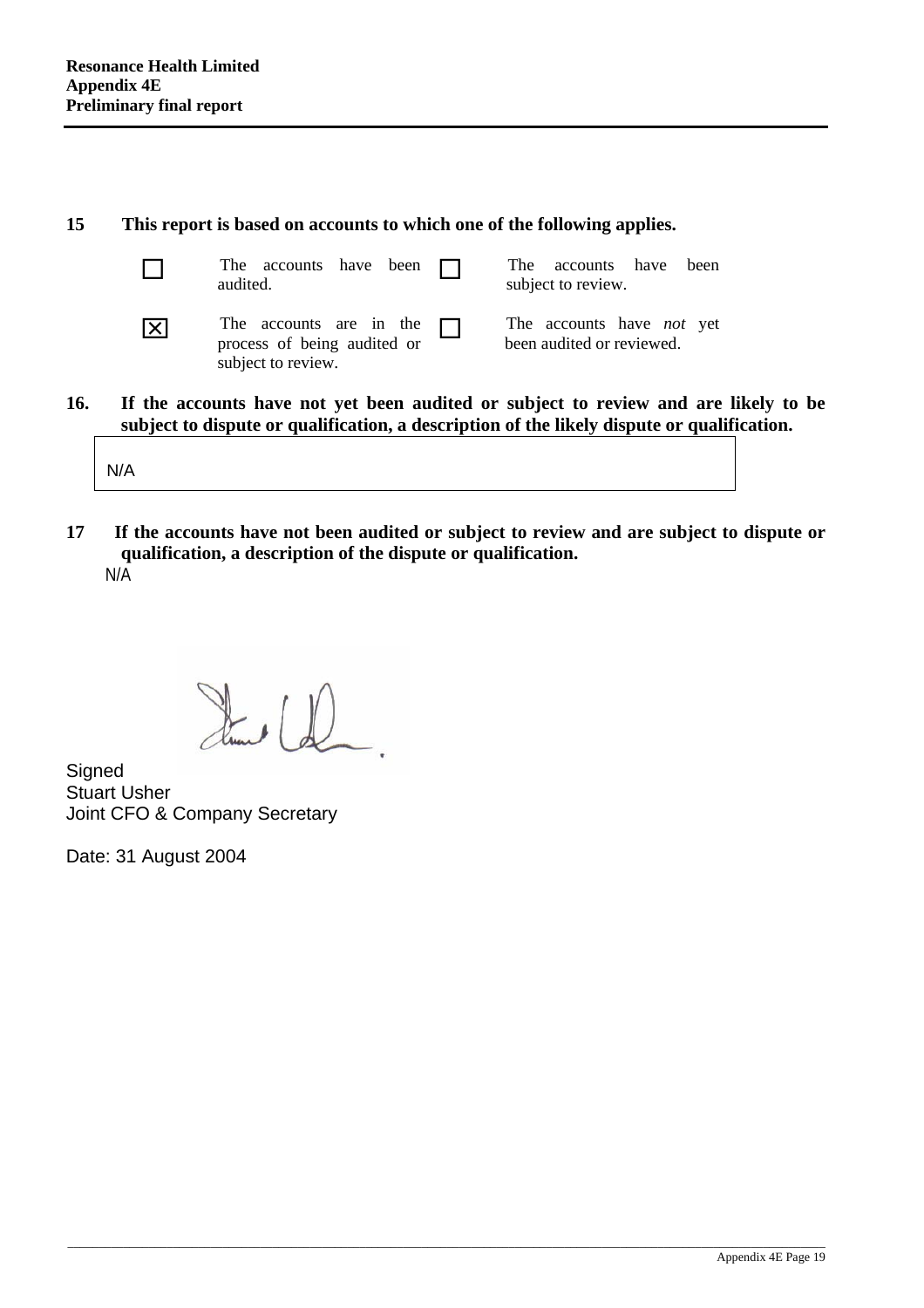**Resonance Health Limited**
**Appendix 4E**
**Preliminary final report**

**15 This report is based on accounts to which one of the following applies.**

| | | | |
|---|---|---|---|
| ☐ | The accounts have been audited. | ☐ | The accounts have been subject to review. |
| ☒ | The accounts are in the process of being audited or subject to review. | ☐ | The accounts have *not* yet been audited or reviewed. |

**16. If the accounts have not yet been audited or subject to review and are likely to be subject to dispute or qualification, a description of the likely dispute or qualification.**

N/A

**17 If the accounts have not been audited or subject to review and are subject to dispute or qualification, a description of the dispute or qualification.**

N/A

Signed
Stuart Usher
Joint CFO & Company Secretary

Date: 31 August 2004